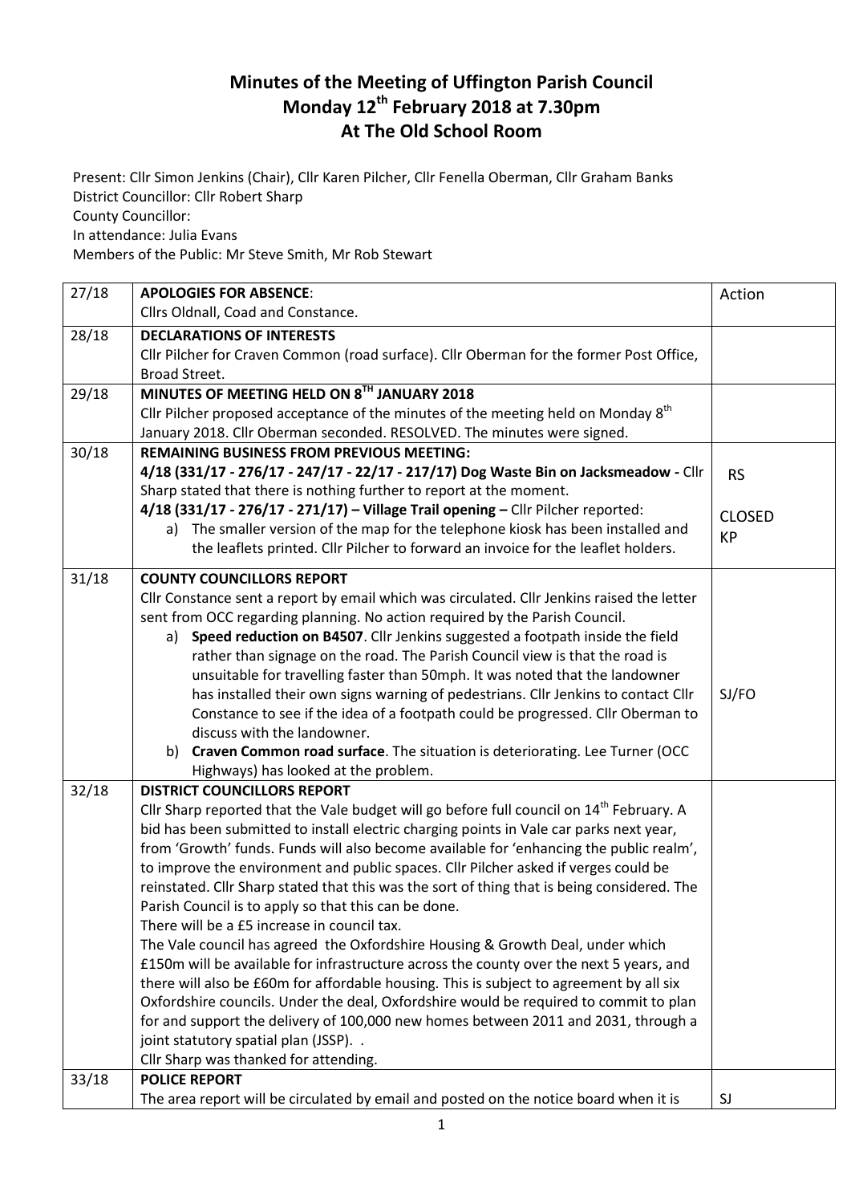# Minutes of the Meeting of Uffington Parish Council
# Monday 12th February 2018 at 7.30pm
# At The Old School Room

Present: Cllr Simon Jenkins (Chair), Cllr Karen Pilcher, Cllr Fenella Oberman, Cllr Graham Banks
District Councillor: Cllr Robert Sharp
County Councillor:
In attendance: Julia Evans
Members of the Public: Mr Steve Smith, Mr Rob Stewart

| | | |
|---|---|---|
| 27/18 | **APOLOGIES FOR ABSENCE**:<br>Cllrs Oldnall, Coad and Constance. | Action |
| 28/18 | **DECLARATIONS OF INTERESTS**<br>Cllr Pilcher for Craven Common (road surface). Cllr Oberman for the former Post Office, Broad Street. | |
| 29/18 | **MINUTES OF MEETING HELD ON 8TH JANUARY 2018**<br>Cllr Pilcher proposed acceptance of the minutes of the meeting held on Monday 8th January 2018. Cllr Oberman seconded. RESOLVED. The minutes were signed. | |
| 30/18 | **REMAINING BUSINESS FROM PREVIOUS MEETING:**<br>**4/18 (331/17 - 276/17 - 247/17 - 22/17 - 217/17) Dog Waste Bin on Jacksmeadow -** Cllr Sharp stated that there is nothing further to report at the moment.<br>**4/18 (331/17 - 276/17 - 271/17) – Village Trail opening –** Cllr Pilcher reported:<br>a) The smaller version of the map for the telephone kiosk has been installed and the leaflets printed. Cllr Pilcher to forward an invoice for the leaflet holders. | RS<br><br>CLOSED<br>KP |
| 31/18 | **COUNTY COUNCILLORS REPORT**<br>Cllr Constance sent a report by email which was circulated. Cllr Jenkins raised the letter sent from OCC regarding planning. No action required by the Parish Council.<br>a) **Speed reduction on B4507**. Cllr Jenkins suggested a footpath inside the field rather than signage on the road. The Parish Council view is that the road is unsuitable for travelling faster than 50mph. It was noted that the landowner has installed their own signs warning of pedestrians. Cllr Jenkins to contact Cllr Constance to see if the idea of a footpath could be progressed. Cllr Oberman to discuss with the landowner.<br>b) **Craven Common road surface**. The situation is deteriorating. Lee Turner (OCC Highways) has looked at the problem. | <br><br><br><br><br><br>SJ/FO |
| 32/18 | **DISTRICT COUNCILLORS REPORT**<br>Cllr Sharp reported that the Vale budget will go before full council on 14th February. A bid has been submitted to install electric charging points in Vale car parks next year, from 'Growth' funds. Funds will also become available for 'enhancing the public realm', to improve the environment and public spaces. Cllr Pilcher asked if verges could be reinstated. Cllr Sharp stated that this was the sort of thing that is being considered. The Parish Council is to apply so that this can be done.<br>There will be a £5 increase in council tax.<br>The Vale council has agreed the Oxfordshire Housing & Growth Deal, under which £150m will be available for infrastructure across the county over the next 5 years, and there will also be £60m for affordable housing. This is subject to agreement by all six Oxfordshire councils. Under the deal, Oxfordshire would be required to commit to plan for and support the delivery of 100,000 new homes between 2011 and 2031, through a joint statutory spatial plan (JSSP). .<br>Cllr Sharp was thanked for attending. | |
| 33/18 | **POLICE REPORT**<br>The area report will be circulated by email and posted on the notice board when it is | SJ |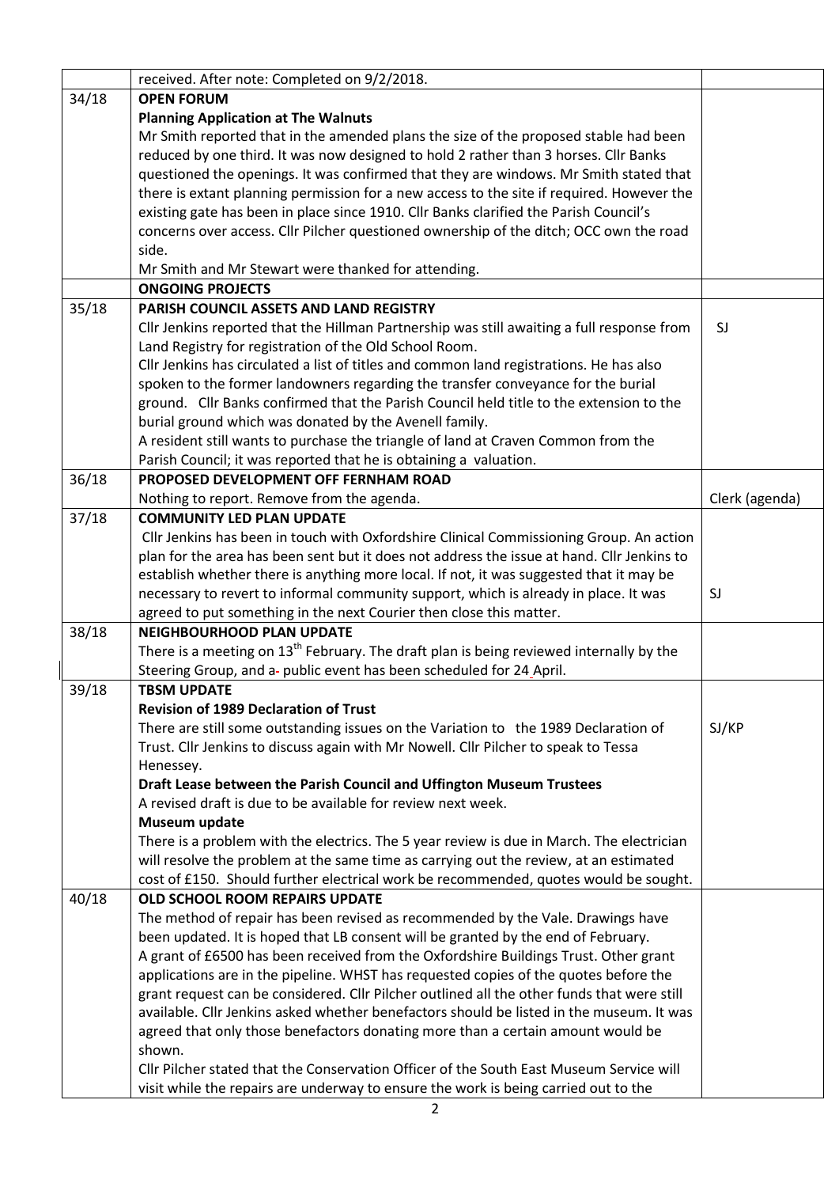| | | |
|---|---|---|
| | received. After note: Completed on 9/2/2018. | |
| 34/18 | **OPEN FORUM**<br>**Planning Application at The Walnuts**<br>Mr Smith reported that in the amended plans the size of the proposed stable had been reduced by one third. It was now designed to hold 2 rather than 3 horses. Cllr Banks questioned the openings. It was confirmed that they are windows. Mr Smith stated that there is extant planning permission for a new access to the site if required. However the existing gate has been in place since 1910. Cllr Banks clarified the Parish Council's concerns over access. Cllr Pilcher questioned ownership of the ditch; OCC own the road side.<br>Mr Smith and Mr Stewart were thanked for attending. | |
| | **ONGOING PROJECTS** | |
| 35/18 | **PARISH COUNCIL ASSETS AND LAND REGISTRY**<br>Cllr Jenkins reported that the Hillman Partnership was still awaiting a full response from Land Registry for registration of the Old School Room.<br>Cllr Jenkins has circulated a list of titles and common land registrations. He has also spoken to the former landowners regarding the transfer conveyance for the burial ground. Cllr Banks confirmed that the Parish Council held title to the extension to the burial ground which was donated by the Avenell family.<br>A resident still wants to purchase the triangle of land at Craven Common from the Parish Council; it was reported that he is obtaining a valuation. | SJ |
| 36/18 | **PROPOSED DEVELOPMENT OFF FERNHAM ROAD**<br>Nothing to report. Remove from the agenda. | Clerk (agenda) |
| 37/18 | **COMMUNITY LED PLAN UPDATE**<br>Cllr Jenkins has been in touch with Oxfordshire Clinical Commissioning Group. An action plan for the area has been sent but it does not address the issue at hand. Cllr Jenkins to establish whether there is anything more local. If not, it was suggested that it may be necessary to revert to informal community support, which is already in place. It was agreed to put something in the next Courier then close this matter. | SJ |
| 38/18 | **NEIGHBOURHOOD PLAN UPDATE**<br>There is a meeting on 13th February. The draft plan is being reviewed internally by the Steering Group, and a public event has been scheduled for 24 April. | |
| 39/18 | **TBSM UPDATE**<br>**Revision of 1989 Declaration of Trust**<br>There are still some outstanding issues on the Variation to the 1989 Declaration of Trust. Cllr Jenkins to discuss again with Mr Nowell. Cllr Pilcher to speak to Tessa Henessey.<br>**Draft Lease between the Parish Council and Uffington Museum Trustees**<br>A revised draft is due to be available for review next week.<br>**Museum update**<br>There is a problem with the electrics. The 5 year review is due in March. The electrician will resolve the problem at the same time as carrying out the review, at an estimated cost of £150. Should further electrical work be recommended, quotes would be sought. | SJ/KP |
| 40/18 | **OLD SCHOOL ROOM REPAIRS UPDATE**<br>The method of repair has been revised as recommended by the Vale. Drawings have been updated. It is hoped that LB consent will be granted by the end of February.<br>A grant of £6500 has been received from the Oxfordshire Buildings Trust. Other grant applications are in the pipeline. WHST has requested copies of the quotes before the grant request can be considered. Cllr Pilcher outlined all the other funds that were still available. Cllr Jenkins asked whether benefactors should be listed in the museum. It was agreed that only those benefactors donating more than a certain amount would be shown.<br>Cllr Pilcher stated that the Conservation Officer of the South East Museum Service will visit while the repairs are underway to ensure the work is being carried out to the | |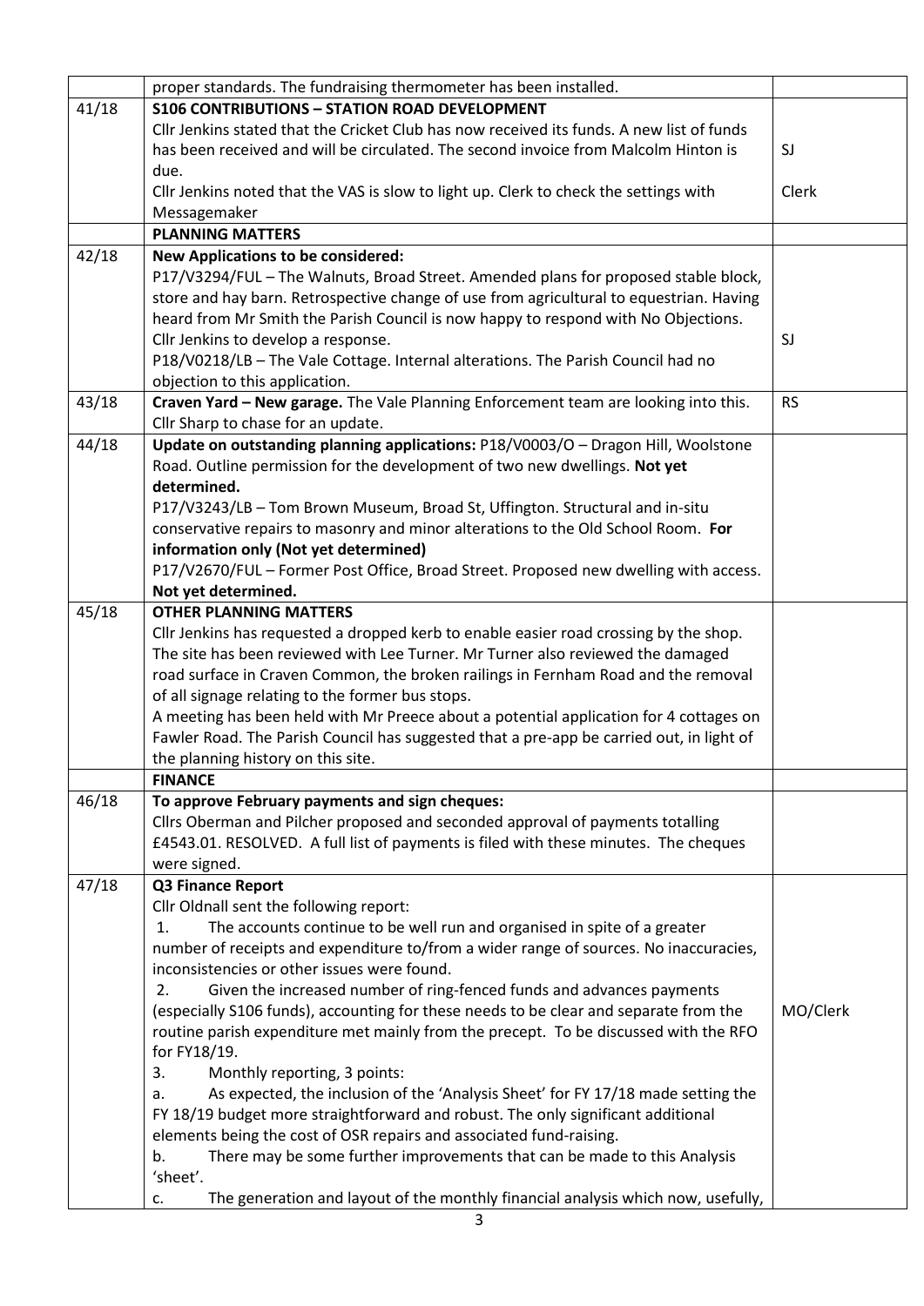| | | |
|---|---|---|
| | proper standards. The fundraising thermometer has been installed. | |
| 41/18 | **S106 CONTRIBUTIONS – STATION ROAD DEVELOPMENT**<br>Cllr Jenkins stated that the Cricket Club has now received its funds. A new list of funds has been received and will be circulated. The second invoice from Malcolm Hinton is due.<br>Cllr Jenkins noted that the VAS is slow to light up. Clerk to check the settings with Messagemaker | SJ<br><br>Clerk |
| | **PLANNING MATTERS** | |
| 42/18 | **New Applications to be considered:**<br>P17/V3294/FUL – The Walnuts, Broad Street. Amended plans for proposed stable block, store and hay barn. Retrospective change of use from agricultural to equestrian. Having heard from Mr Smith the Parish Council is now happy to respond with No Objections. Cllr Jenkins to develop a response.<br>P18/V0218/LB – The Vale Cottage. Internal alterations. The Parish Council had no objection to this application. | SJ |
| 43/18 | **Craven Yard – New garage.** The Vale Planning Enforcement team are looking into this. Cllr Sharp to chase for an update. | RS |
| 44/18 | **Update on outstanding planning applications:** P18/V0003/O – Dragon Hill, Woolstone Road. Outline permission for the development of two new dwellings. **Not yet determined.**<br>P17/V3243/LB – Tom Brown Museum, Broad St, Uffington. Structural and in-situ conservative repairs to masonry and minor alterations to the Old School Room. **For information only (Not yet determined)**<br>P17/V2670/FUL – Former Post Office, Broad Street. Proposed new dwelling with access. **Not yet determined.** | |
| 45/18 | **OTHER PLANNING MATTERS**<br>Cllr Jenkins has requested a dropped kerb to enable easier road crossing by the shop. The site has been reviewed with Lee Turner. Mr Turner also reviewed the damaged road surface in Craven Common, the broken railings in Fernham Road and the removal of all signage relating to the former bus stops.<br>A meeting has been held with Mr Preece about a potential application for 4 cottages on Fawler Road. The Parish Council has suggested that a pre-app be carried out, in light of the planning history on this site. | |
| | **FINANCE** | |
| 46/18 | **To approve February payments and sign cheques:**<br>Cllrs Oberman and Pilcher proposed and seconded approval of payments totalling £4543.01. RESOLVED. A full list of payments is filed with these minutes. The cheques were signed. | |
| 47/18 | **Q3 Finance Report**<br>Cllr Oldnall sent the following report:<br>1. The accounts continue to be well run and organised in spite of a greater number of receipts and expenditure to/from a wider range of sources. No inaccuracies, inconsistencies or other issues were found.<br>2. Given the increased number of ring-fenced funds and advances payments (especially S106 funds), accounting for these needs to be clear and separate from the routine parish expenditure met mainly from the precept. To be discussed with the RFO for FY18/19.<br>3. Monthly reporting, 3 points:<br>a. As expected, the inclusion of the 'Analysis Sheet' for FY 17/18 made setting the FY 18/19 budget more straightforward and robust. The only significant additional elements being the cost of OSR repairs and associated fund-raising.<br>b. There may be some further improvements that can be made to this Analysis 'sheet'.<br>c. The generation and layout of the monthly financial analysis which now, usefully, | MO/Clerk |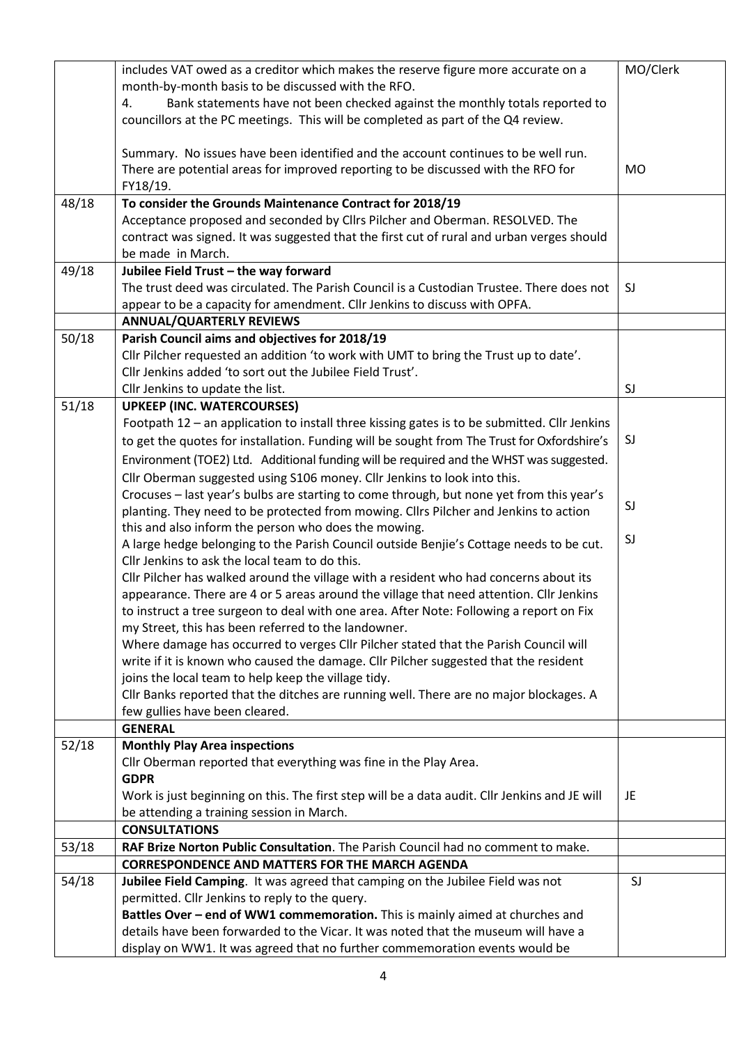| | | |
|---|---|---|
| | includes VAT owed as a creditor which makes the reserve figure more accurate on a month-by-month basis to be discussed with the RFO.<br>4. Bank statements have not been checked against the monthly totals reported to councillors at the PC meetings. This will be completed as part of the Q4 review.<br><br>Summary. No issues have been identified and the account continues to be well run. There are potential areas for improved reporting to be discussed with the RFO for FY18/19. | MO/Clerk<br><br><br><br><br><br>MO |
| 48/18 | **To consider the Grounds Maintenance Contract for 2018/19**<br>Acceptance proposed and seconded by Cllrs Pilcher and Oberman. RESOLVED. The contract was signed. It was suggested that the first cut of rural and urban verges should be made in March. | |
| 49/18 | **Jubilee Field Trust – the way forward**<br>The trust deed was circulated. The Parish Council is a Custodian Trustee. There does not appear to be a capacity for amendment. Cllr Jenkins to discuss with OPFA. | SJ |
| | **ANNUAL/QUARTERLY REVIEWS** | |
| 50/18 | **Parish Council aims and objectives for 2018/19**<br>Cllr Pilcher requested an addition 'to work with UMT to bring the Trust up to date'.<br>Cllr Jenkins added 'to sort out the Jubilee Field Trust'.<br>Cllr Jenkins to update the list. | <br><br><br>SJ |
| 51/18 | **UPKEEP (INC. WATERCOURSES)**<br>Footpath 12 – an application to install three kissing gates is to be submitted. Cllr Jenkins to get the quotes for installation. Funding will be sought from The Trust for Oxfordshire's Environment (TOE2) Ltd. Additional funding will be required and the WHST was suggested. Cllr Oberman suggested using S106 money. Cllr Jenkins to look into this.<br>Crocuses – last year's bulbs are starting to come through, but none yet from this year's planting. They need to be protected from mowing. Cllrs Pilcher and Jenkins to action this and also inform the person who does the mowing.<br>A large hedge belonging to the Parish Council outside Benjie's Cottage needs to be cut. Cllr Jenkins to ask the local team to do this.<br>Cllr Pilcher has walked around the village with a resident who had concerns about its appearance. There are 4 or 5 areas around the village that need attention. Cllr Jenkins to instruct a tree surgeon to deal with one area. After Note: Following a report on Fix my Street, this has been referred to the landowner.<br>Where damage has occurred to verges Cllr Pilcher stated that the Parish Council will write if it is known who caused the damage. Cllr Pilcher suggested that the resident joins the local team to help keep the village tidy.<br>Cllr Banks reported that the ditches are running well. There are no major blockages. A few gullies have been cleared. | <br>SJ<br><br><br>SJ<br><br>SJ |
| | **GENERAL** | |
| 52/18 | **Monthly Play Area inspections**<br>Cllr Oberman reported that everything was fine in the Play Area.<br>**GDPR**<br>Work is just beginning on this. The first step will be a data audit. Cllr Jenkins and JE will be attending a training session in March. | <br><br><br>JE |
| | **CONSULTATIONS** | |
| 53/18 | **RAF Brize Norton Public Consultation**. The Parish Council had no comment to make. | |
| | **CORRESPONDENCE AND MATTERS FOR THE MARCH AGENDA** | |
| 54/18 | **Jubilee Field Camping**. It was agreed that camping on the Jubilee Field was not permitted. Cllr Jenkins to reply to the query.<br>**Battles Over – end of WW1 commemoration.** This is mainly aimed at churches and details have been forwarded to the Vicar. It was noted that the museum will have a display on WW1. It was agreed that no further commemoration events would be | SJ |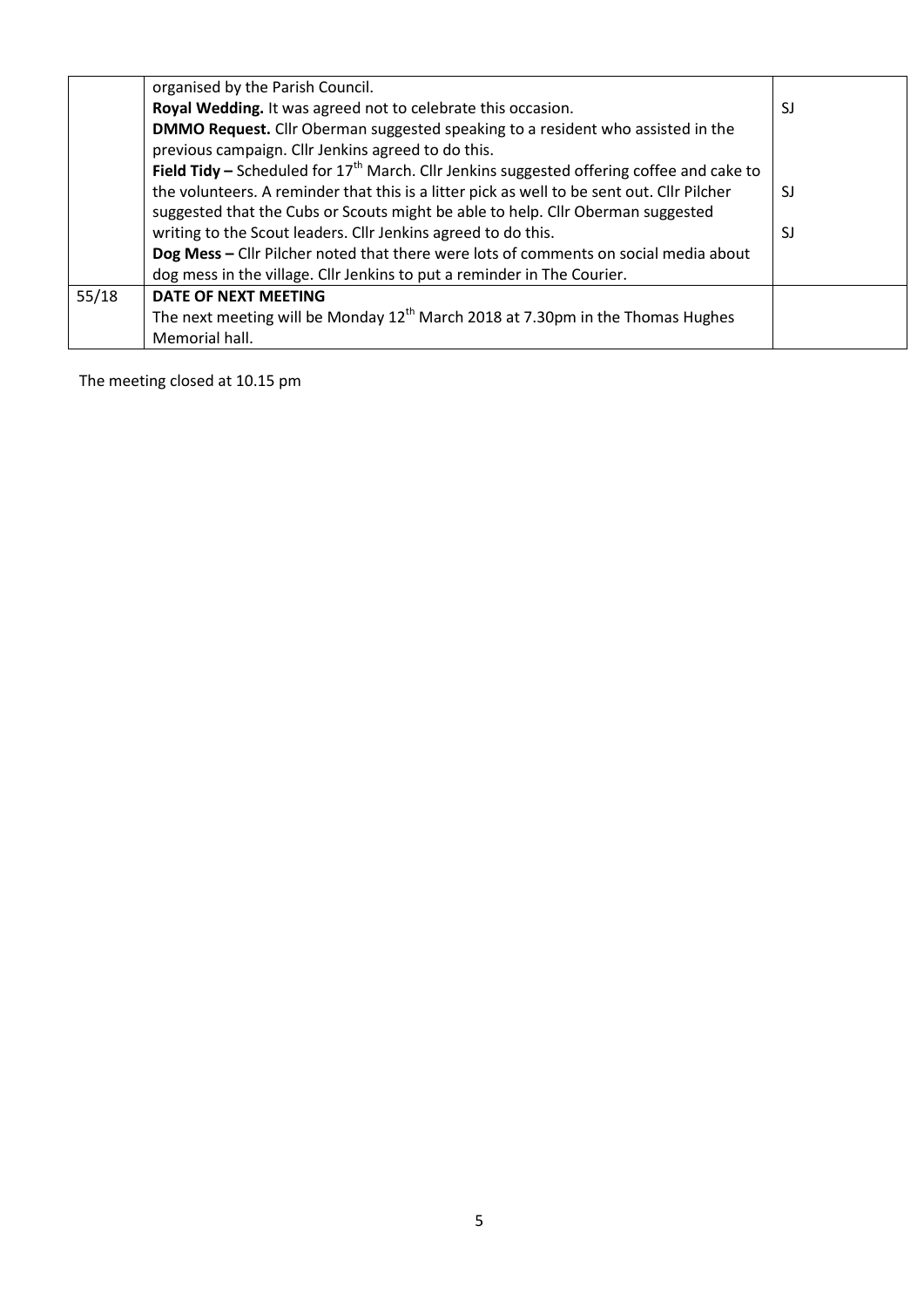| | | |
|---|---|---|
| | organised by the Parish Council.<br>**Royal Wedding.** It was agreed not to celebrate this occasion.<br>**DMMO Request.** Cllr Oberman suggested speaking to a resident who assisted in the previous campaign. Cllr Jenkins agreed to do this.<br>**Field Tidy –** Scheduled for 17th March. Cllr Jenkins suggested offering coffee and cake to the volunteers. A reminder that this is a litter pick as well to be sent out. Cllr Pilcher suggested that the Cubs or Scouts might be able to help. Cllr Oberman suggested writing to the Scout leaders. Cllr Jenkins agreed to do this.<br>**Dog Mess –** Cllr Pilcher noted that there were lots of comments on social media about dog mess in the village. Cllr Jenkins to put a reminder in The Courier. | SJ<br><br>SJ<br><br>SJ |
| 55/18 | **DATE OF NEXT MEETING**<br>The next meeting will be Monday 12th March 2018 at 7.30pm in the Thomas Hughes Memorial hall. | |

The meeting closed at 10.15 pm